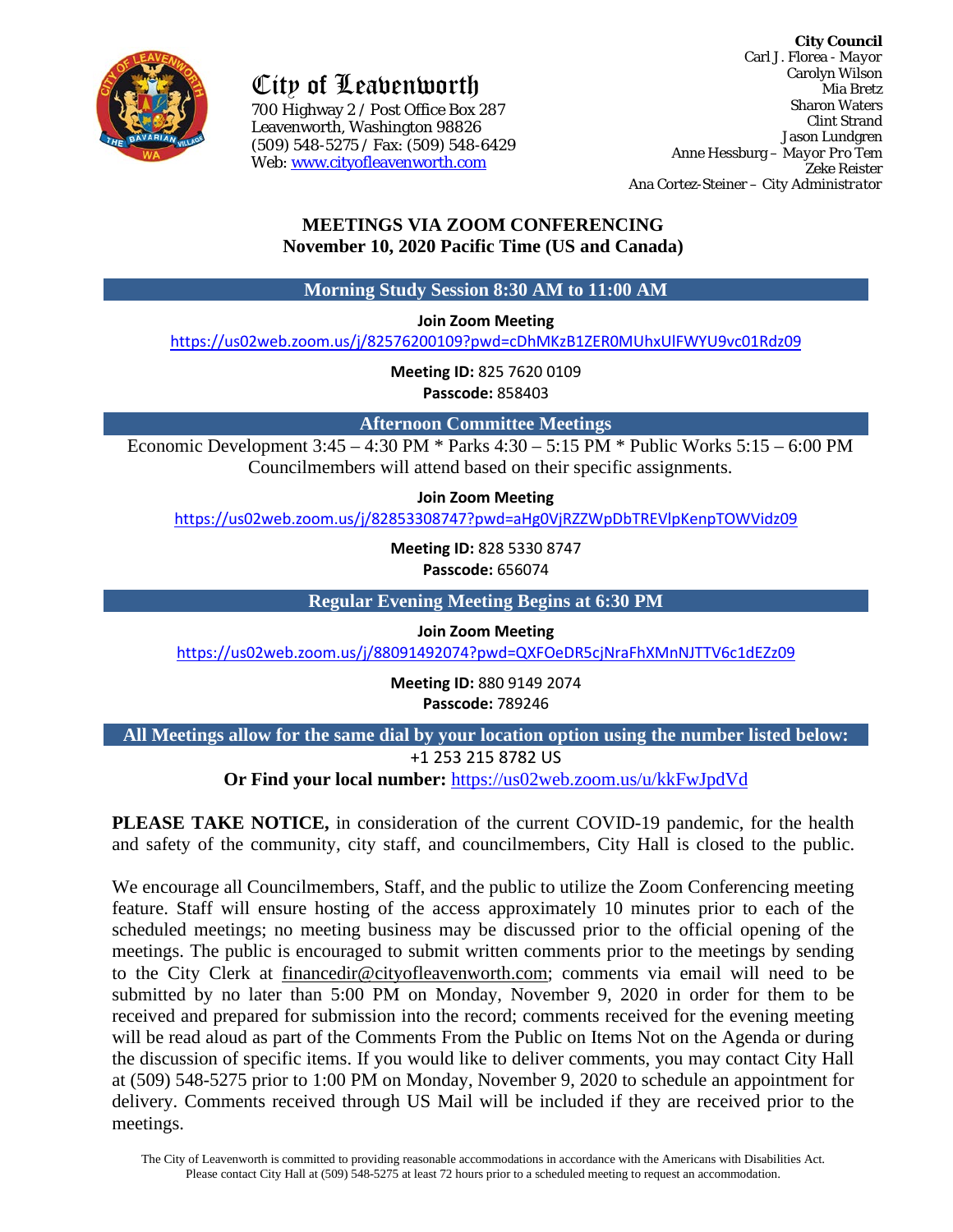# City of Leavenworth

700 Highway 2 / Post Office Box 287
Leavenworth, Washington 98826
(509) 548-5275 / Fax: (509) 548-6429
Web: www.cityofleavenworth.com

**City Council**
Carl J. Florea - *Mayor*
Carolyn Wilson
Mia Bretz
Sharon Waters
Clint Strand
Jason Lundgren
Anne Hessburg – *Mayor Pro Tem*
Zeke Reister
Ana Cortez-Steiner – *City Administrator*

## MEETINGS VIA ZOOM CONFERENCING
## November 10, 2020 Pacific Time (US and Canada)

### Morning Study Session 8:30 AM to 11:00 AM

**Join Zoom Meeting**
https://us02web.zoom.us/j/82576200109?pwd=cDhMKzB1ZER0MUhxUlFWYU9vc01Rdz09

**Meeting ID:** 825 7620 0109
**Passcode:** 858403

### Afternoon Committee Meetings

Economic Development 3:45 – 4:30 PM * Parks 4:30 – 5:15 PM * Public Works 5:15 – 6:00 PM
Councilmembers will attend based on their specific assignments.

**Join Zoom Meeting**
https://us02web.zoom.us/j/82853308747?pwd=aHg0VjRZZWpDbTREVlpKenpTOWVidz09

**Meeting ID:** 828 5330 8747
**Passcode:** 656074

### Regular Evening Meeting Begins at 6:30 PM

**Join Zoom Meeting**
https://us02web.zoom.us/j/88091492074?pwd=QXFOeDR5cjNraFhXMnNJTTV6c1dEZz09

**Meeting ID:** 880 9149 2074
**Passcode:** 789246

### All Meetings allow for the same dial by your location option using the number listed below:

+1 253 215 8782 US
**Or Find your local number:** https://us02web.zoom.us/u/kkFwJpdVd

**PLEASE TAKE NOTICE,** in consideration of the current COVID-19 pandemic, for the health and safety of the community, city staff, and councilmembers, City Hall is closed to the public.

We encourage all Councilmembers, Staff, and the public to utilize the Zoom Conferencing meeting feature. Staff will ensure hosting of the access approximately 10 minutes prior to each of the scheduled meetings; no meeting business may be discussed prior to the official opening of the meetings. The public is encouraged to submit written comments prior to the meetings by sending to the City Clerk at financedir@cityofleavenworth.com; comments via email will need to be submitted by no later than 5:00 PM on Monday, November 9, 2020 in order for them to be received and prepared for submission into the record; comments received for the evening meeting will be read aloud as part of the Comments From the Public on Items Not on the Agenda or during the discussion of specific items. If you would like to deliver comments, you may contact City Hall at (509) 548-5275 prior to 1:00 PM on Monday, November 9, 2020 to schedule an appointment for delivery. Comments received through US Mail will be included if they are received prior to the meetings.

The City of Leavenworth is committed to providing reasonable accommodations in accordance with the Americans with Disabilities Act. Please contact City Hall at (509) 548-5275 at least 72 hours prior to a scheduled meeting to request an accommodation.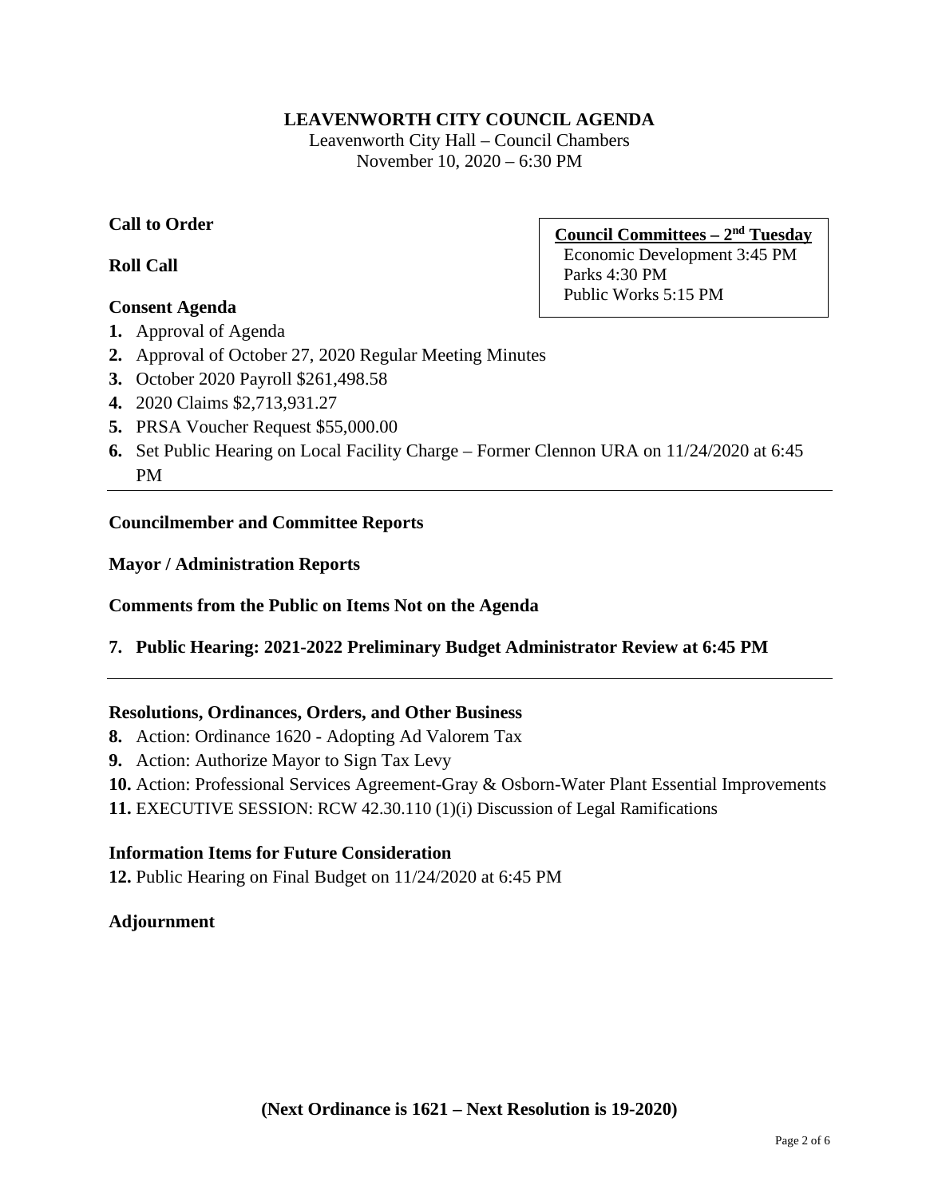# LEAVENWORTH CITY COUNCIL AGENDA

Leavenworth City Hall – Council Chambers
November 10, 2020 – 6:30 PM

**Council Committees – 2nd Tuesday**
Economic Development 3:45 PM
Parks 4:30 PM
Public Works 5:15 PM

**Call to Order**

**Roll Call**

**Consent Agenda**

1. Approval of Agenda
2. Approval of October 27, 2020 Regular Meeting Minutes
3. October 2020 Payroll $261,498.58
4. 2020 Claims $2,713,931.27
5. PRSA Voucher Request $55,000.00
6. Set Public Hearing on Local Facility Charge – Former Clennon URA on 11/24/2020 at 6:45 PM

---

**Councilmember and Committee Reports**

**Mayor / Administration Reports**

**Comments from the Public on Items Not on the Agenda**

**7. Public Hearing: 2021-2022 Preliminary Budget Administrator Review at 6:45 PM**

---

**Resolutions, Ordinances, Orders, and Other Business**

8. Action: Ordinance 1620 - Adopting Ad Valorem Tax
9. Action: Authorize Mayor to Sign Tax Levy
10. Action: Professional Services Agreement-Gray & Osborn-Water Plant Essential Improvements
11. EXECUTIVE SESSION: RCW 42.30.110 (1)(i) Discussion of Legal Ramifications

**Information Items for Future Consideration**

12. Public Hearing on Final Budget on 11/24/2020 at 6:45 PM

**Adjournment**

**(Next Ordinance is 1621 – Next Resolution is 19-2020)**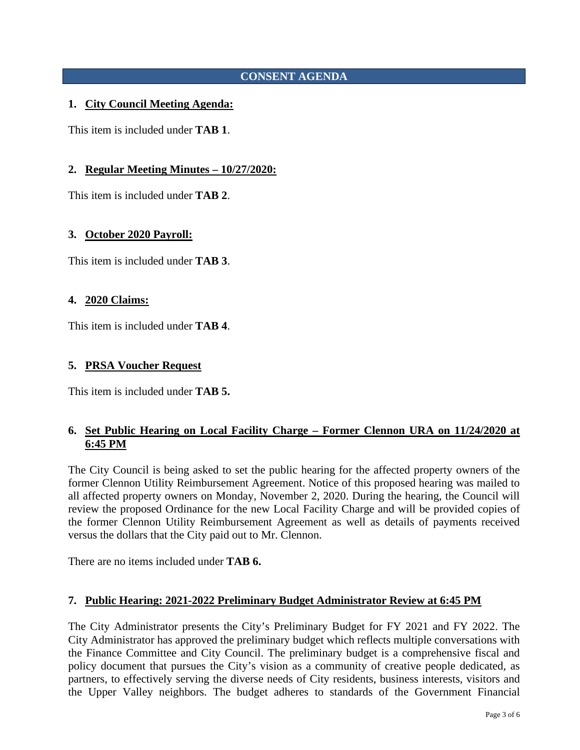## CONSENT AGENDA

### 1. City Council Meeting Agenda:

This item is included under **TAB 1**.

### 2. Regular Meeting Minutes – 10/27/2020:

This item is included under **TAB 2**.

### 3. October 2020 Payroll:

This item is included under **TAB 3**.

### 4. 2020 Claims:

This item is included under **TAB 4**.

### 5. PRSA Voucher Request

This item is included under **TAB 5.**

### 6. Set Public Hearing on Local Facility Charge – Former Clennon URA on 11/24/2020 at 6:45 PM

The City Council is being asked to set the public hearing for the affected property owners of the former Clennon Utility Reimbursement Agreement. Notice of this proposed hearing was mailed to all affected property owners on Monday, November 2, 2020. During the hearing, the Council will review the proposed Ordinance for the new Local Facility Charge and will be provided copies of the former Clennon Utility Reimbursement Agreement as well as details of payments received versus the dollars that the City paid out to Mr. Clennon.

There are no items included under **TAB 6.**

### 7. Public Hearing: 2021-2022 Preliminary Budget Administrator Review at 6:45 PM

The City Administrator presents the City's Preliminary Budget for FY 2021 and FY 2022. The City Administrator has approved the preliminary budget which reflects multiple conversations with the Finance Committee and City Council. The preliminary budget is a comprehensive fiscal and policy document that pursues the City's vision as a community of creative people dedicated, as partners, to effectively serving the diverse needs of City residents, business interests, visitors and the Upper Valley neighbors. The budget adheres to standards of the Government Financial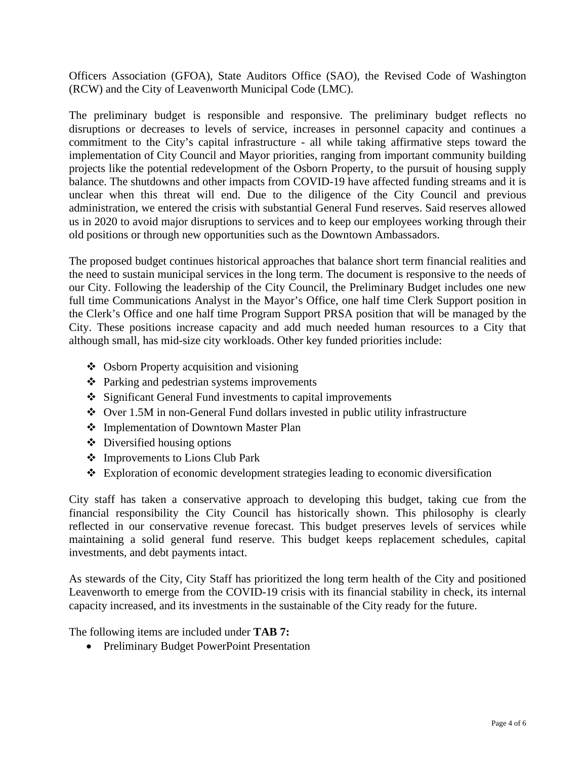Officers Association (GFOA), State Auditors Office (SAO), the Revised Code of Washington (RCW) and the City of Leavenworth Municipal Code (LMC).

The preliminary budget is responsible and responsive. The preliminary budget reflects no disruptions or decreases to levels of service, increases in personnel capacity and continues a commitment to the City's capital infrastructure - all while taking affirmative steps toward the implementation of City Council and Mayor priorities, ranging from important community building projects like the potential redevelopment of the Osborn Property, to the pursuit of housing supply balance. The shutdowns and other impacts from COVID-19 have affected funding streams and it is unclear when this threat will end. Due to the diligence of the City Council and previous administration, we entered the crisis with substantial General Fund reserves. Said reserves allowed us in 2020 to avoid major disruptions to services and to keep our employees working through their old positions or through new opportunities such as the Downtown Ambassadors.

The proposed budget continues historical approaches that balance short term financial realities and the need to sustain municipal services in the long term. The document is responsive to the needs of our City. Following the leadership of the City Council, the Preliminary Budget includes one new full time Communications Analyst in the Mayor's Office, one half time Clerk Support position in the Clerk's Office and one half time Program Support PRSA position that will be managed by the City. These positions increase capacity and add much needed human resources to a City that although small, has mid-size city workloads. Other key funded priorities include:

- Osborn Property acquisition and visioning
- Parking and pedestrian systems improvements
- Significant General Fund investments to capital improvements
- Over 1.5M in non-General Fund dollars invested in public utility infrastructure
- Implementation of Downtown Master Plan
- Diversified housing options
- Improvements to Lions Club Park
- Exploration of economic development strategies leading to economic diversification

City staff has taken a conservative approach to developing this budget, taking cue from the financial responsibility the City Council has historically shown. This philosophy is clearly reflected in our conservative revenue forecast. This budget preserves levels of services while maintaining a solid general fund reserve. This budget keeps replacement schedules, capital investments, and debt payments intact.

As stewards of the City, City Staff has prioritized the long term health of the City and positioned Leavenworth to emerge from the COVID-19 crisis with its financial stability in check, its internal capacity increased, and its investments in the sustainable of the City ready for the future.

The following items are included under **TAB 7:**

- Preliminary Budget PowerPoint Presentation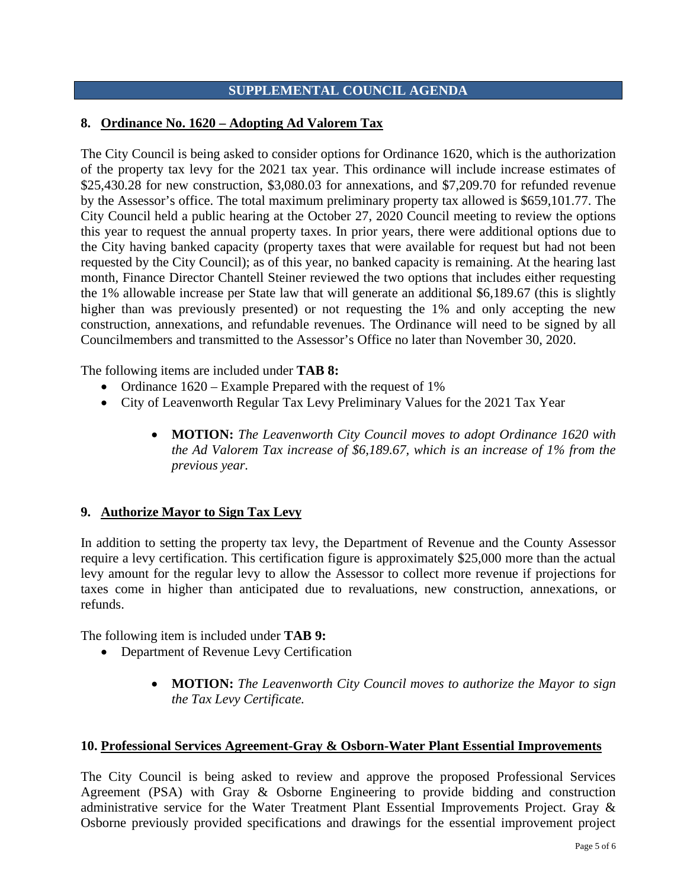## SUPPLEMENTAL COUNCIL AGENDA

### 8. Ordinance No. 1620 – Adopting Ad Valorem Tax

The City Council is being asked to consider options for Ordinance 1620, which is the authorization of the property tax levy for the 2021 tax year. This ordinance will include increase estimates of $25,430.28 for new construction, $3,080.03 for annexations, and $7,209.70 for refunded revenue by the Assessor's office. The total maximum preliminary property tax allowed is $659,101.77. The City Council held a public hearing at the October 27, 2020 Council meeting to review the options this year to request the annual property taxes. In prior years, there were additional options due to the City having banked capacity (property taxes that were available for request but had not been requested by the City Council); as of this year, no banked capacity is remaining. At the hearing last month, Finance Director Chantell Steiner reviewed the two options that includes either requesting the 1% allowable increase per State law that will generate an additional $6,189.67 (this is slightly higher than was previously presented) or not requesting the 1% and only accepting the new construction, annexations, and refundable revenues. The Ordinance will need to be signed by all Councilmembers and transmitted to the Assessor's Office no later than November 30, 2020.

The following items are included under **TAB 8:**

- Ordinance 1620 – Example Prepared with the request of 1%
- City of Leavenworth Regular Tax Levy Preliminary Values for the 2021 Tax Year

  - **MOTION:** *The Leavenworth City Council moves to adopt Ordinance 1620 with the Ad Valorem Tax increase of $6,189.67, which is an increase of 1% from the previous year.*

### 9. Authorize Mayor to Sign Tax Levy

In addition to setting the property tax levy, the Department of Revenue and the County Assessor require a levy certification. This certification figure is approximately $25,000 more than the actual levy amount for the regular levy to allow the Assessor to collect more revenue if projections for taxes come in higher than anticipated due to revaluations, new construction, annexations, or refunds.

The following item is included under **TAB 9:**

- Department of Revenue Levy Certification

  - **MOTION:** *The Leavenworth City Council moves to authorize the Mayor to sign the Tax Levy Certificate.*

### 10. Professional Services Agreement-Gray & Osborn-Water Plant Essential Improvements

The City Council is being asked to review and approve the proposed Professional Services Agreement (PSA) with Gray & Osborne Engineering to provide bidding and construction administrative service for the Water Treatment Plant Essential Improvements Project. Gray & Osborne previously provided specifications and drawings for the essential improvement project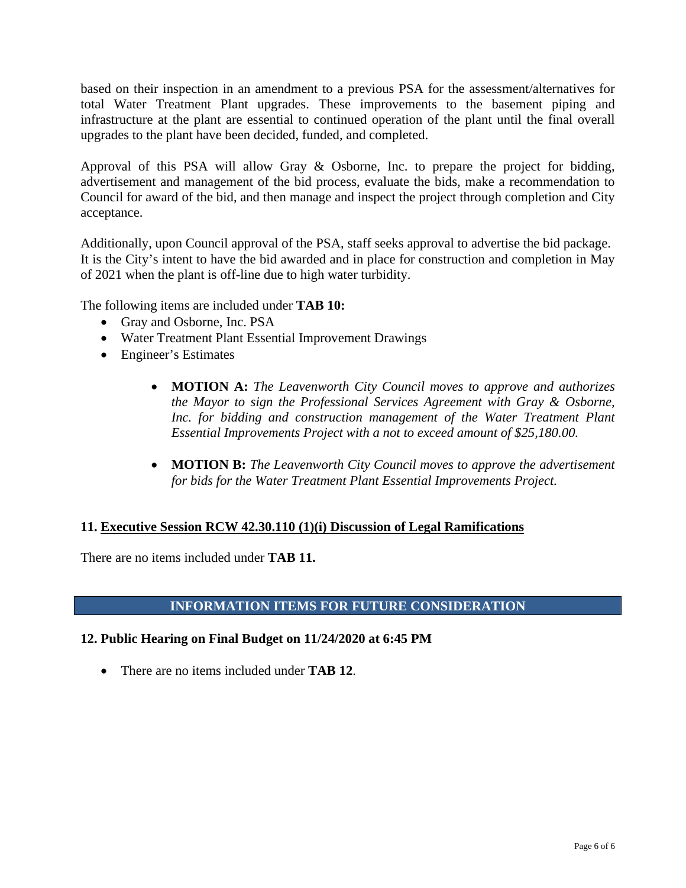based on their inspection in an amendment to a previous PSA for the assessment/alternatives for total Water Treatment Plant upgrades. These improvements to the basement piping and infrastructure at the plant are essential to continued operation of the plant until the final overall upgrades to the plant have been decided, funded, and completed.

Approval of this PSA will allow Gray & Osborne, Inc. to prepare the project for bidding, advertisement and management of the bid process, evaluate the bids, make a recommendation to Council for award of the bid, and then manage and inspect the project through completion and City acceptance.

Additionally, upon Council approval of the PSA, staff seeks approval to advertise the bid package. It is the City's intent to have the bid awarded and in place for construction and completion in May of 2021 when the plant is off-line due to high water turbidity.

The following items are included under **TAB 10:**

- Gray and Osborne, Inc. PSA
- Water Treatment Plant Essential Improvement Drawings
- Engineer's Estimates

    - **MOTION A:** *The Leavenworth City Council moves to approve and authorizes the Mayor to sign the Professional Services Agreement with Gray & Osborne, Inc. for bidding and construction management of the Water Treatment Plant Essential Improvements Project with a not to exceed amount of $25,180.00.*

    - **MOTION B:** *The Leavenworth City Council moves to approve the advertisement for bids for the Water Treatment Plant Essential Improvements Project.*

### 11. Executive Session RCW 42.30.110 (1)(i) Discussion of Legal Ramifications

There are no items included under **TAB 11.**

## INFORMATION ITEMS FOR FUTURE CONSIDERATION

### 12. Public Hearing on Final Budget on 11/24/2020 at 6:45 PM

- There are no items included under **TAB 12**.